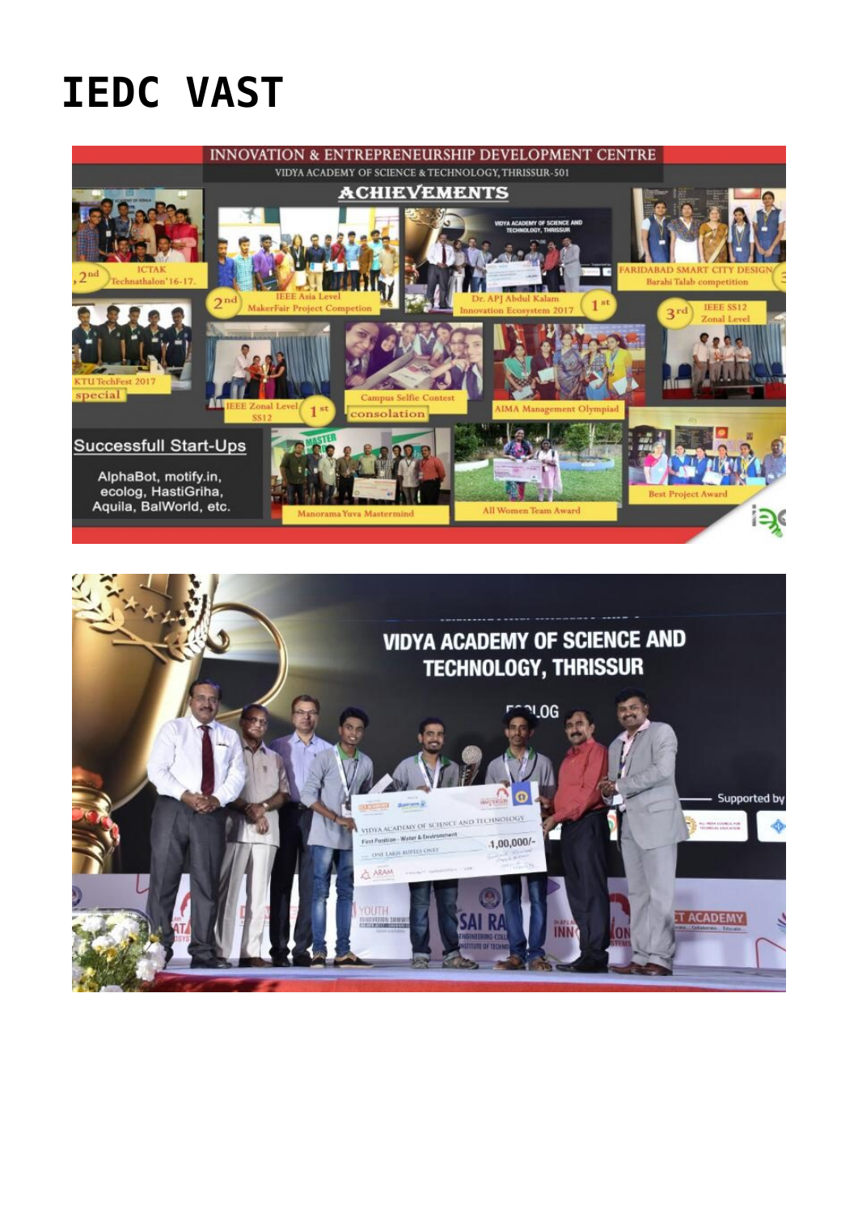# IEDC VAST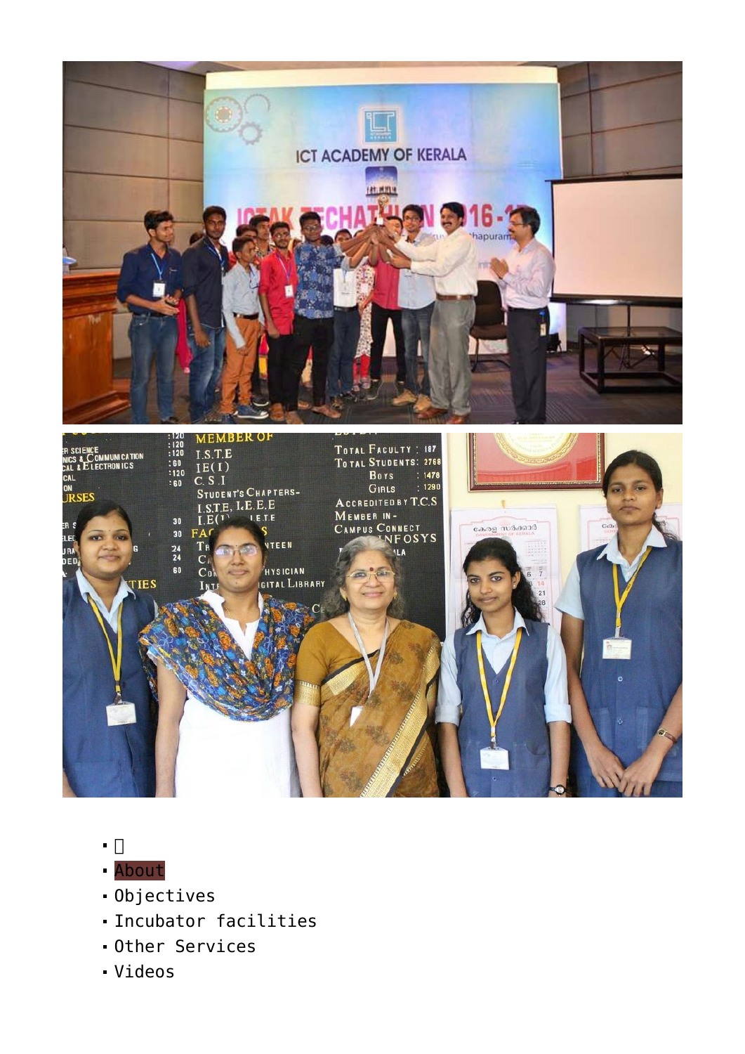- 
- About
- Objectives
- Incubator facilities
- Other Services
- Videos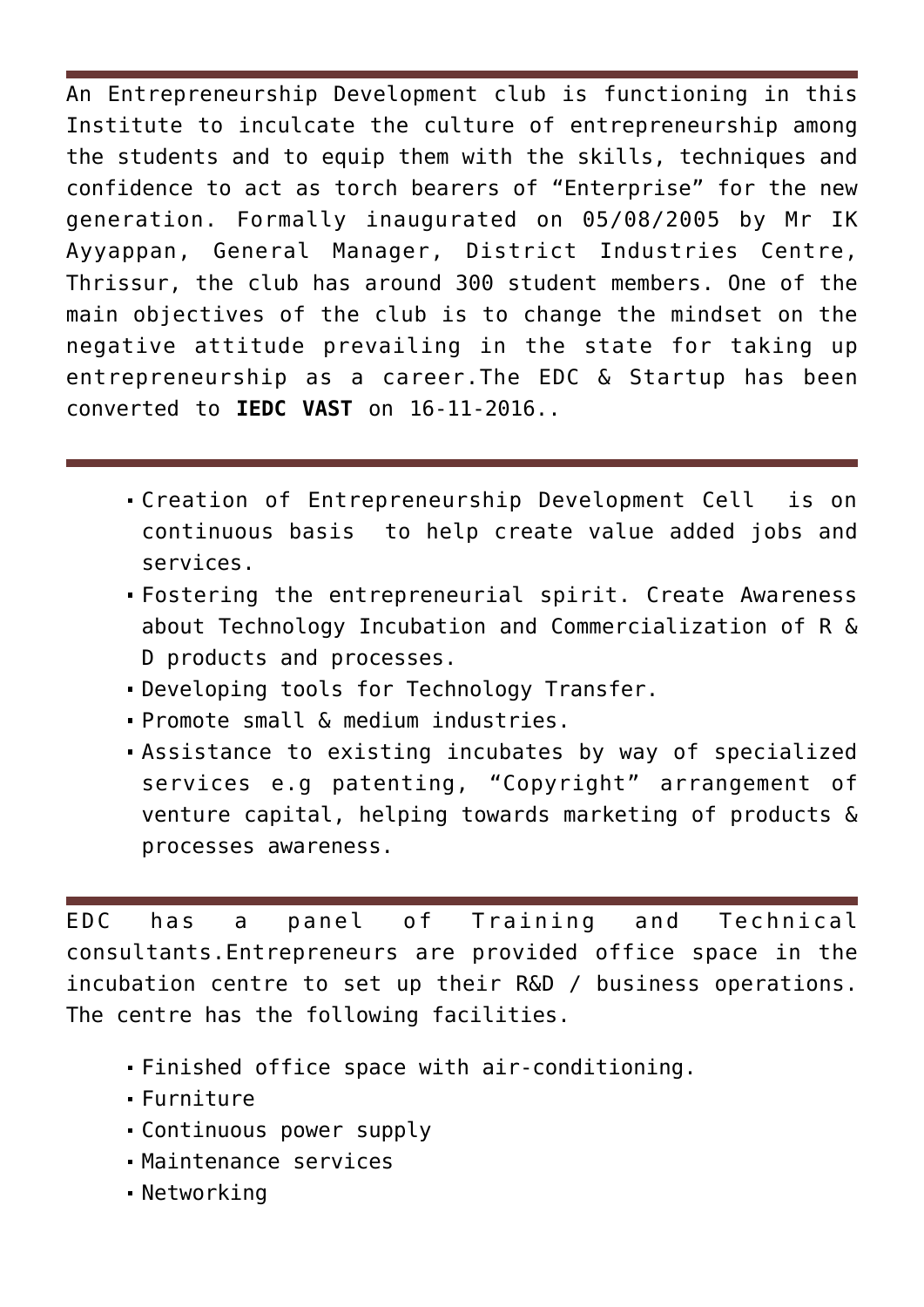---

An Entrepreneurship Development club is functioning in this Institute to inculcate the culture of entrepreneurship among the students and to equip them with the skills, techniques and confidence to act as torch bearers of “Enterprise” for the new generation. Formally inaugurated on 05/08/2005 by Mr IK Ayyappan, General Manager, District Industries Centre, Thrissur, the club has around 300 student members. One of the main objectives of the club is to change the mindset on the negative attitude prevailing in the state for taking up entrepreneurship as a career.The EDC & Startup has been converted to **IEDC VAST** on 16-11-2016..

---

- Creation of Entrepreneurship Development Cell  is on continuous basis  to help create value added jobs and services.
- Fostering the entrepreneurial spirit. Create Awareness about Technology Incubation and Commercialization of R & D products and processes.
- Developing tools for Technology Transfer.
- Promote small & medium industries.
- Assistance to existing incubates by way of specialized services e.g patenting, “Copyright” arrangement of venture capital, helping towards marketing of products & processes awareness.

---

EDC has a panel of Training and Technical consultants.Entrepreneurs are provided office space in the incubation centre to set up their R&D / business operations. The centre has the following facilities.

- Finished office space with air-conditioning.
- Furniture
- Continuous power supply
- Maintenance services
- Networking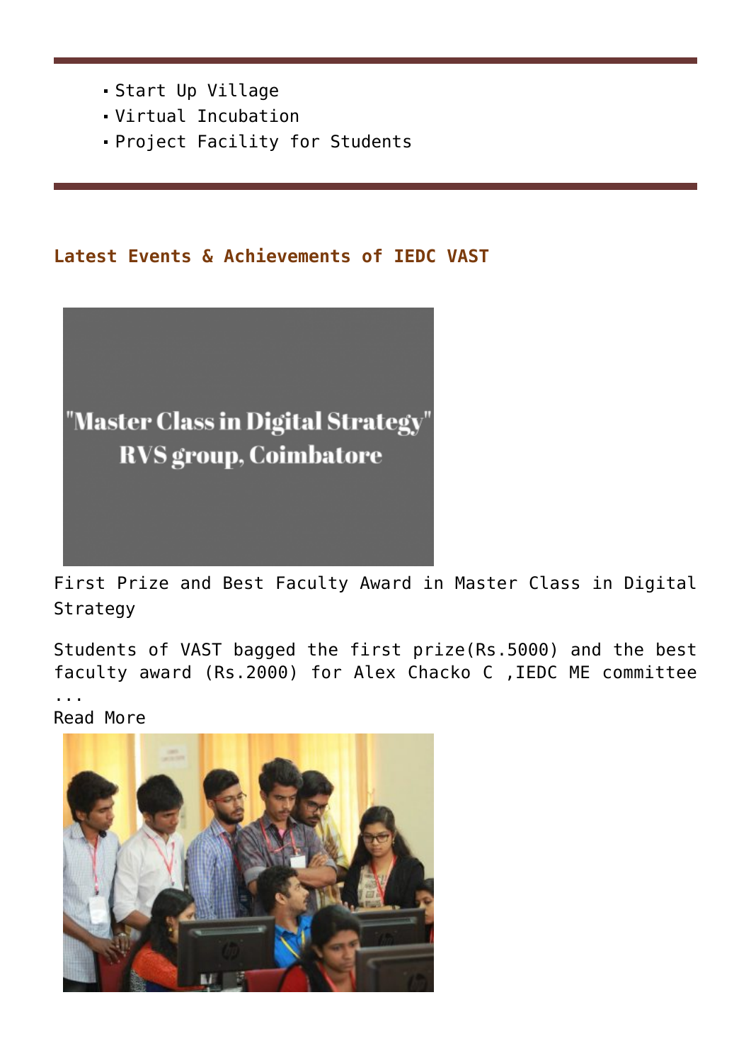- Start Up Village
- Virtual Incubation
- Project Facility for Students

---

## Latest Events & Achievements of IEDC VAST

First Prize and Best Faculty Award in Master Class in Digital Strategy

Students of VAST bagged the first prize(Rs.5000) and the best faculty award (Rs.2000) for Alex Chacko C ,IEDC ME committee ...

Read More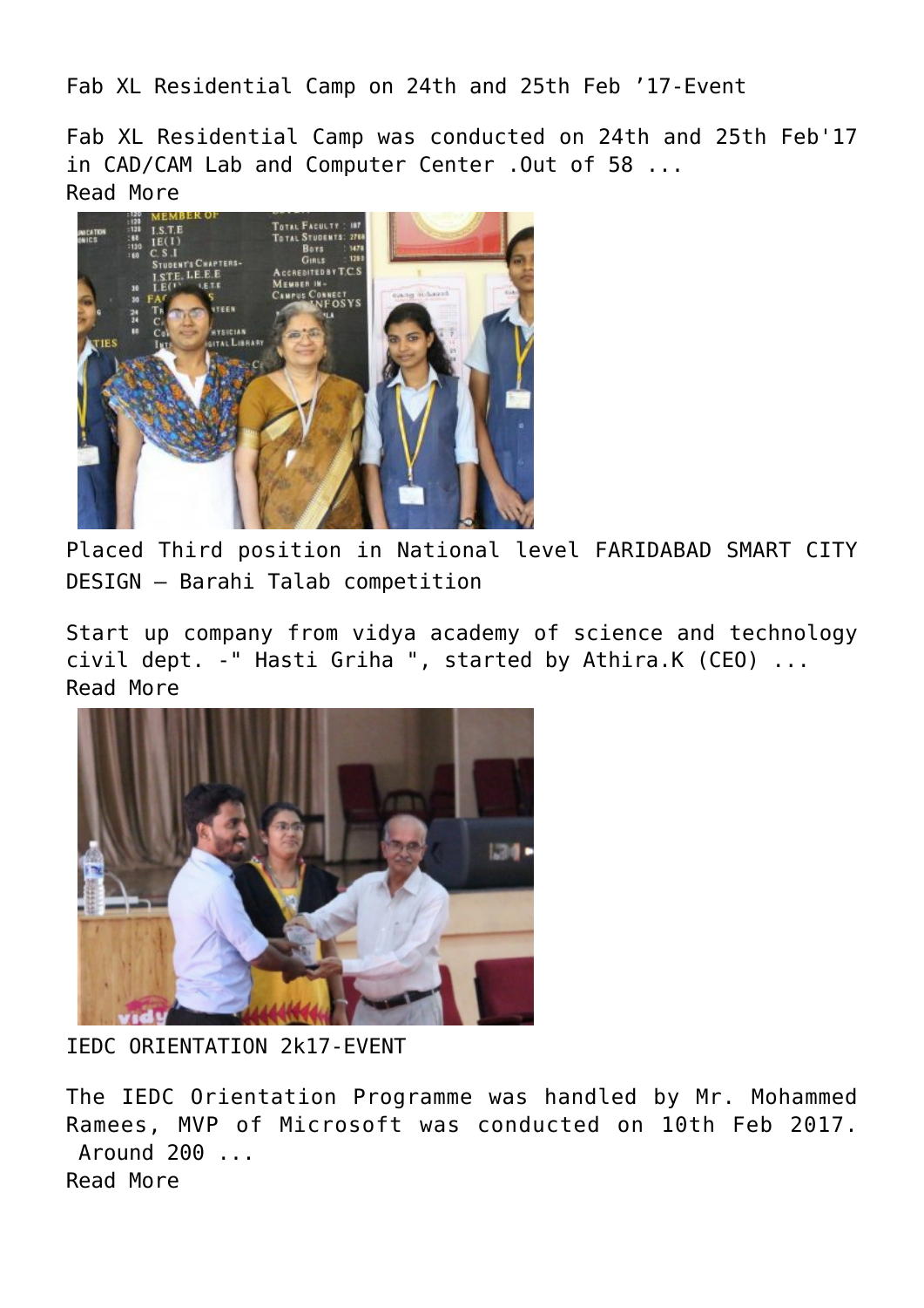Fab XL Residential Camp on 24th and 25th Feb '17-Event

Fab XL Residential Camp was conducted on 24th and 25th Feb'17 in CAD/CAM Lab and Computer Center .Out of 58 ...
Read More

Placed Third position in National level FARIDABAD SMART CITY DESIGN – Barahi Talab competition

Start up company from vidya academy of science and technology civil dept. -" Hasti Griha ", started by Athira.K (CEO) ...
Read More

IEDC ORIENTATION 2k17-EVENT

The IEDC Orientation Programme was handled by Mr. Mohammed Ramees, MVP of Microsoft was conducted on 10th Feb 2017. Around 200 ...
Read More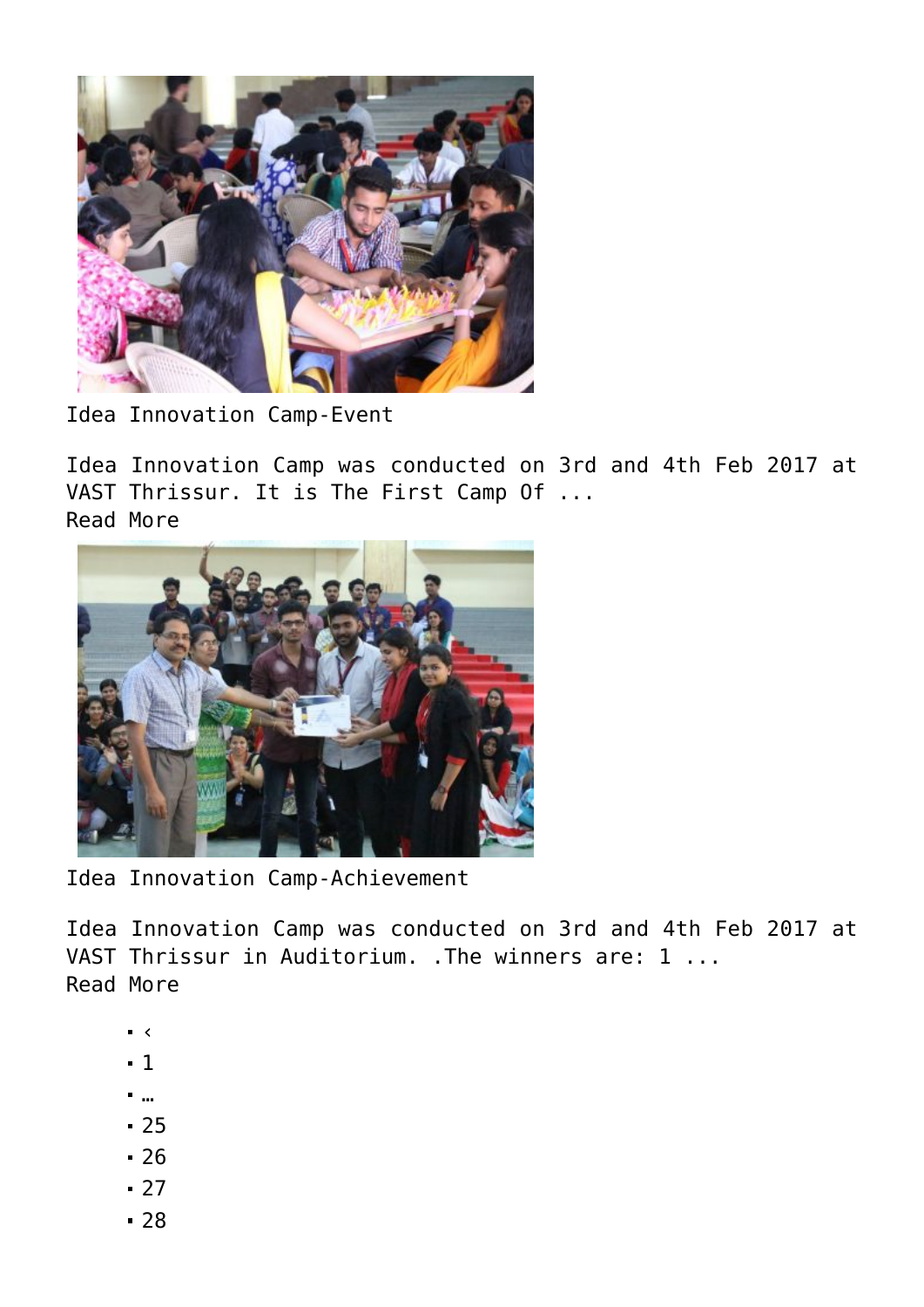Idea Innovation Camp-Event

Idea Innovation Camp was conducted on 3rd and 4th Feb 2017 at VAST Thrissur. It is The First Camp Of ...
Read More

Idea Innovation Camp-Achievement

Idea Innovation Camp was conducted on 3rd and 4th Feb 2017 at VAST Thrissur in Auditorium. .The winners are: 1 ...
Read More

- ‹
- 1
- …
- 25
- 26
- 27
- 28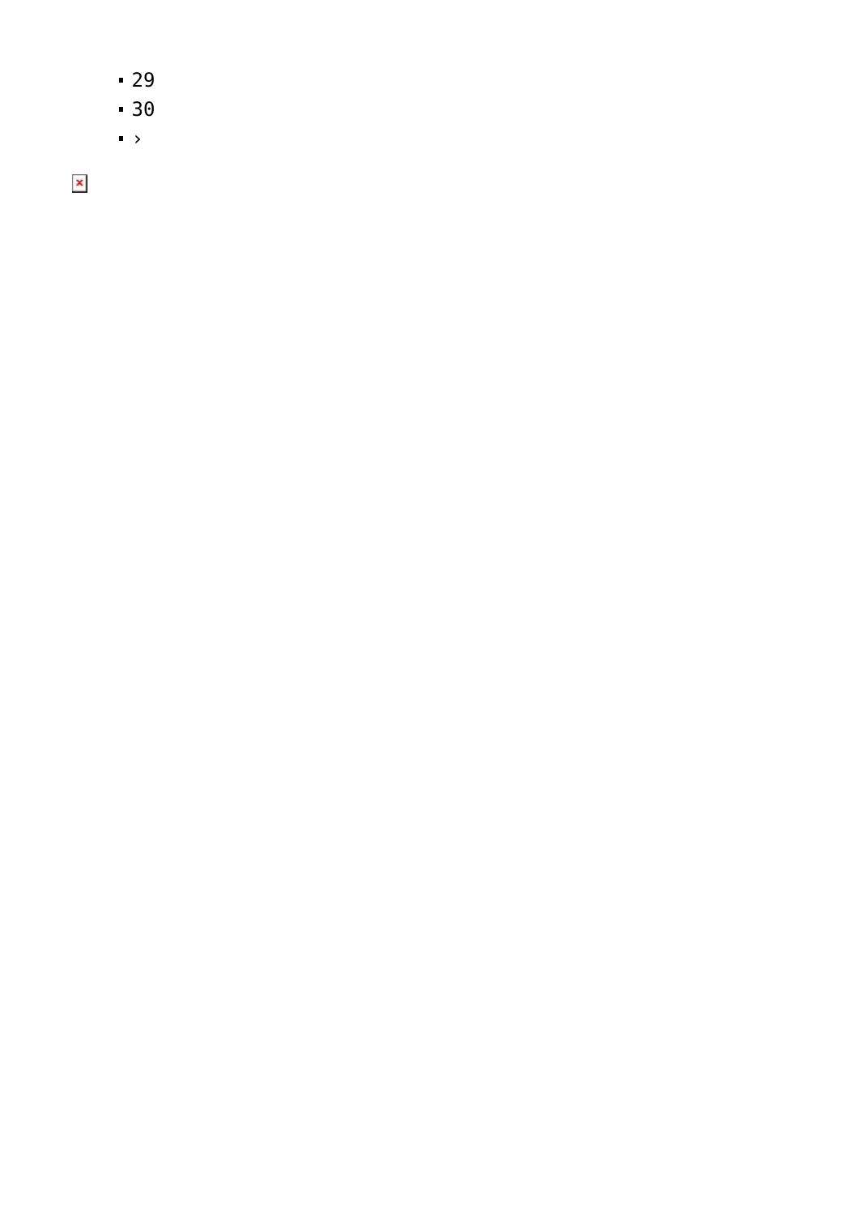- 29
- 30
- ›